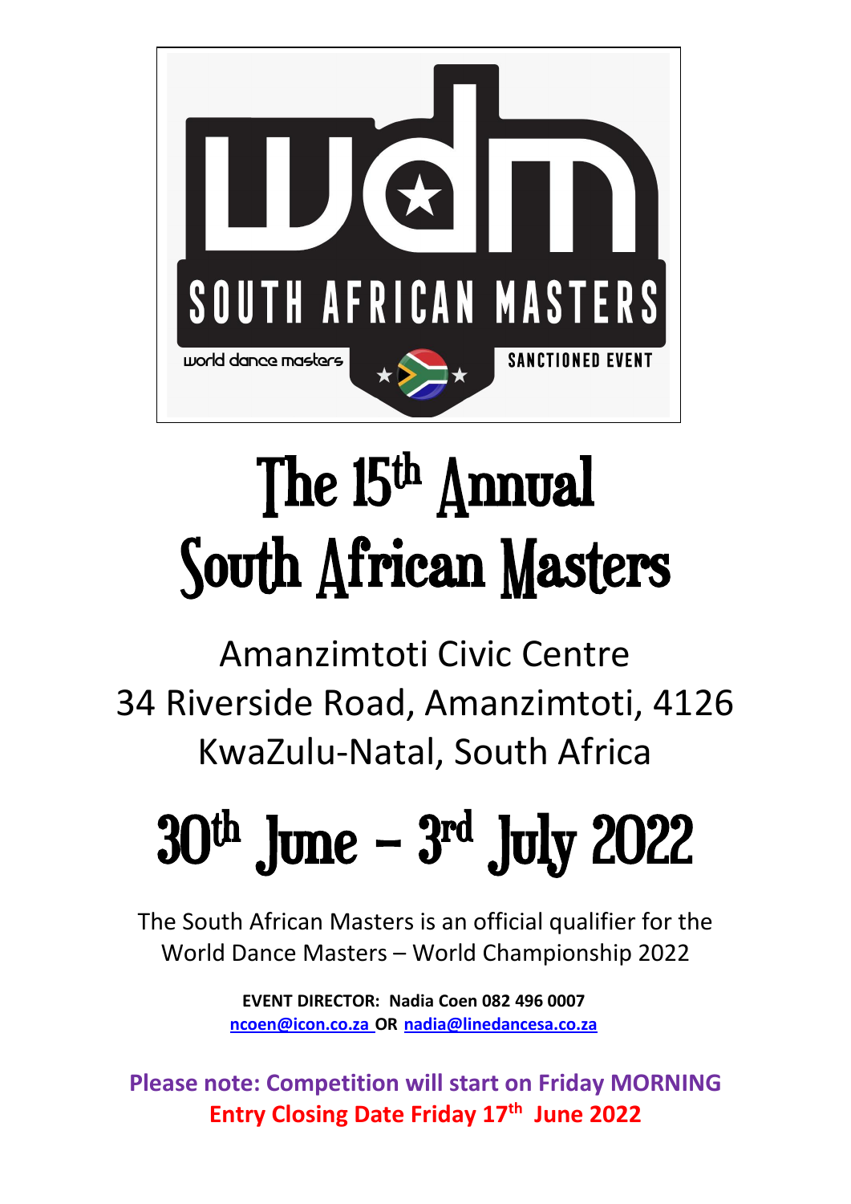# The 15th Annual South African Masters

Amanzimtoti Civic Centre
34 Riverside Road, Amanzimtoti, 4126
KwaZulu-Natal, South Africa

# 30th June – 3rd July 2022

The South African Masters is an official qualifier for the World Dance Masters – World Championship 2022

**EVENT DIRECTOR: Nadia Coen 082 496 0007**
**ncoen@icon.co.za OR nadia@linedancesa.co.za**

**Please note: Competition will start on Friday MORNING**
**Entry Closing Date Friday 17th June 2022**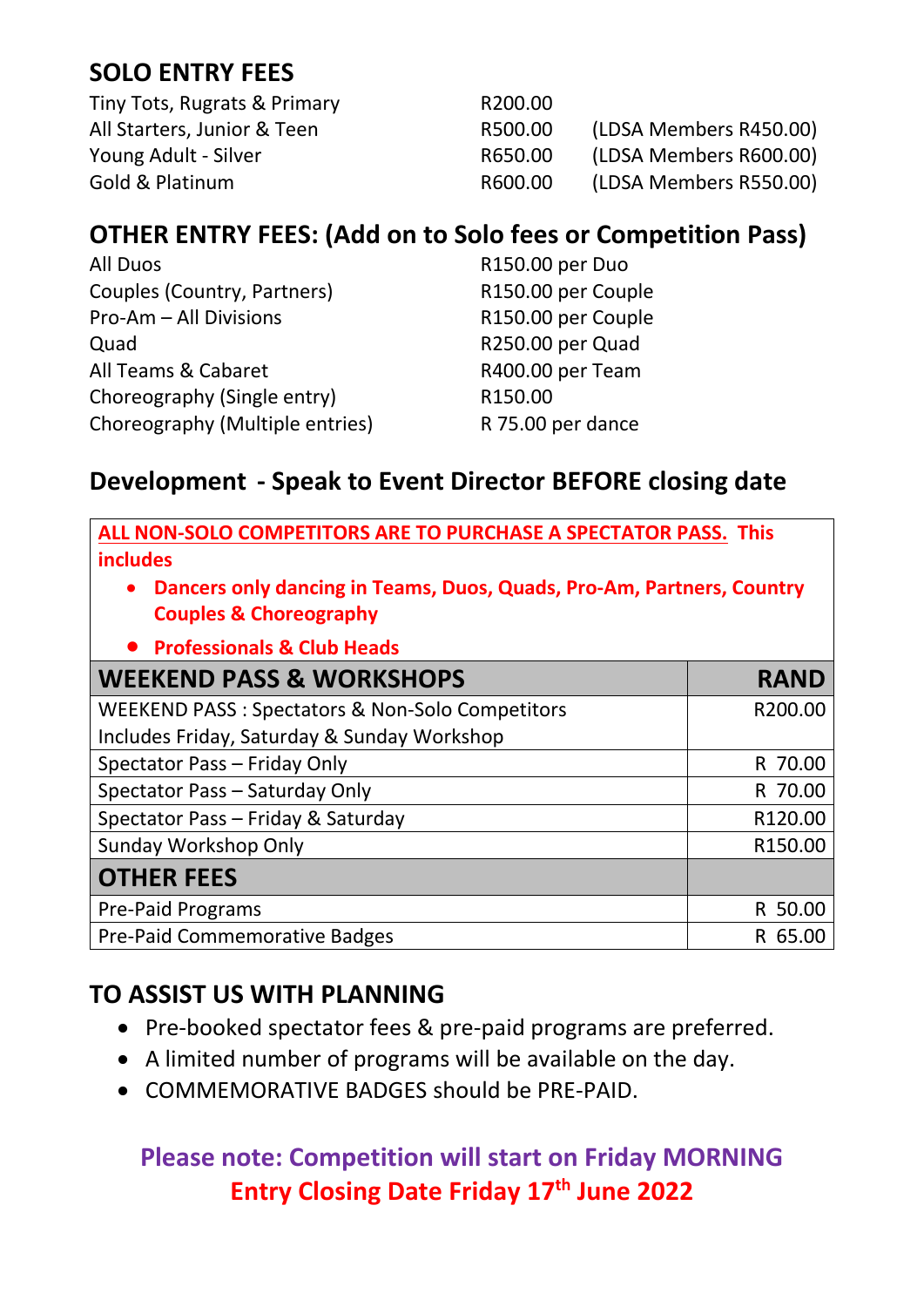## SOLO ENTRY FEES

| | | |
|---|---|---|
| Tiny Tots, Rugrats & Primary | R200.00 | |
| All Starters, Junior & Teen | R500.00 | (LDSA Members R450.00) |
| Young Adult - Silver | R650.00 | (LDSA Members R600.00) |
| Gold & Platinum | R600.00 | (LDSA Members R550.00) |

## OTHER ENTRY FEES: (Add on to Solo fees or Competition Pass)

| | |
|---|---|
| All Duos | R150.00 per Duo |
| Couples (Country, Partners) | R150.00 per Couple |
| Pro-Am – All Divisions | R150.00 per Couple |
| Quad | R250.00 per Quad |
| All Teams & Cabaret | R400.00 per Team |
| Choreography (Single entry) | R150.00 |
| Choreography (Multiple entries) | R 75.00 per dance |

## Development - Speak to Event Director BEFORE closing date

**ALL NON-SOLO COMPETITORS ARE TO PURCHASE A SPECTATOR PASS. This includes**

- **Dancers only dancing in Teams, Duos, Quads, Pro-Am, Partners, Country Couples & Choreography**
- **Professionals & Club Heads**

| WEEKEND PASS & WORKSHOPS | RAND |
|---|---|
| WEEKEND PASS : Spectators & Non-Solo Competitors Includes Friday, Saturday & Sunday Workshop | R200.00 |
| Spectator Pass – Friday Only | R 70.00 |
| Spectator Pass – Saturday Only | R 70.00 |
| Spectator Pass – Friday & Saturday | R120.00 |
| Sunday Workshop Only | R150.00 |
| **OTHER FEES** | |
| Pre-Paid Programs | R 50.00 |
| Pre-Paid Commemorative Badges | R 65.00 |

## TO ASSIST US WITH PLANNING

- Pre-booked spectator fees & pre-paid programs are preferred.
- A limited number of programs will be available on the day.
- COMMEMORATIVE BADGES should be PRE-PAID.

**Please note: Competition will start on Friday MORNING**

**Entry Closing Date Friday 17th June 2022**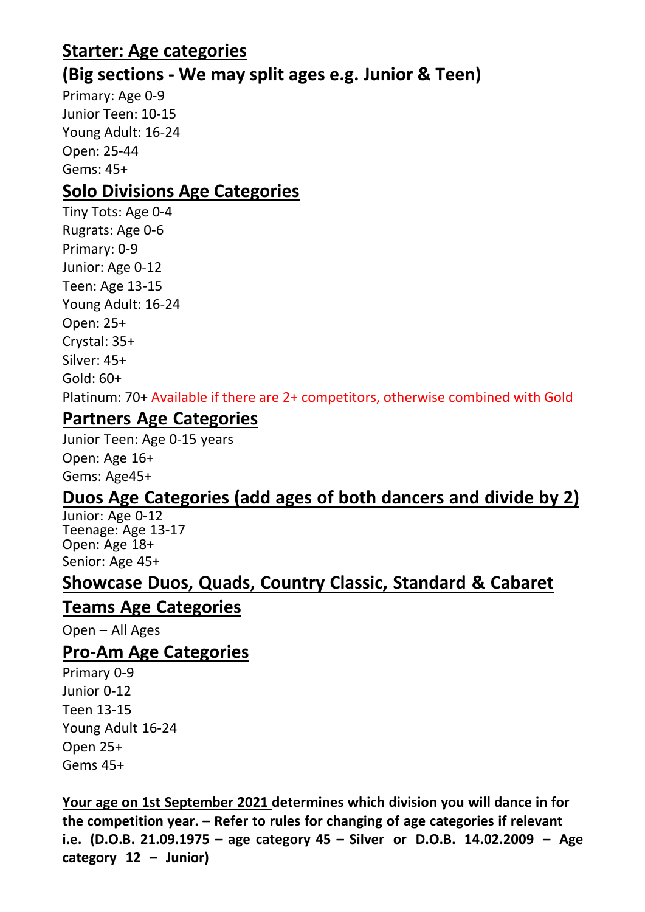## Starter: Age categories

## (Big sections - We may split ages e.g. Junior & Teen)

Primary: Age 0-9
Junior Teen: 10-15
Young Adult: 16-24
Open: 25-44
Gems: 45+

## Solo Divisions Age Categories

Tiny Tots: Age 0-4
Rugrats: Age 0-6
Primary: 0-9
Junior: Age 0-12
Teen: Age 13-15
Young Adult: 16-24
Open: 25+
Crystal: 35+
Silver: 45+
Gold: 60+
Platinum: 70+ Available if there are 2+ competitors, otherwise combined with Gold

## Partners Age Categories

Junior Teen: Age 0-15 years
Open: Age 16+
Gems: Age45+

## Duos Age Categories (add ages of both dancers and divide by 2)

Junior: Age 0-12
Teenage: Age 13-17
Open: Age 18+
Senior: Age 45+

## Showcase Duos, Quads, Country Classic, Standard & Cabaret Teams Age Categories

Open – All Ages

## Pro-Am Age Categories

Primary 0-9
Junior 0-12
Teen 13-15
Young Adult 16-24
Open 25+
Gems 45+

**Your age on 1st September 2021 determines which division you will dance in for the competition year. – Refer to rules for changing of age categories if relevant i.e. (D.O.B. 21.09.1975 – age category 45 – Silver or D.O.B. 14.02.2009 – Age category 12 – Junior)**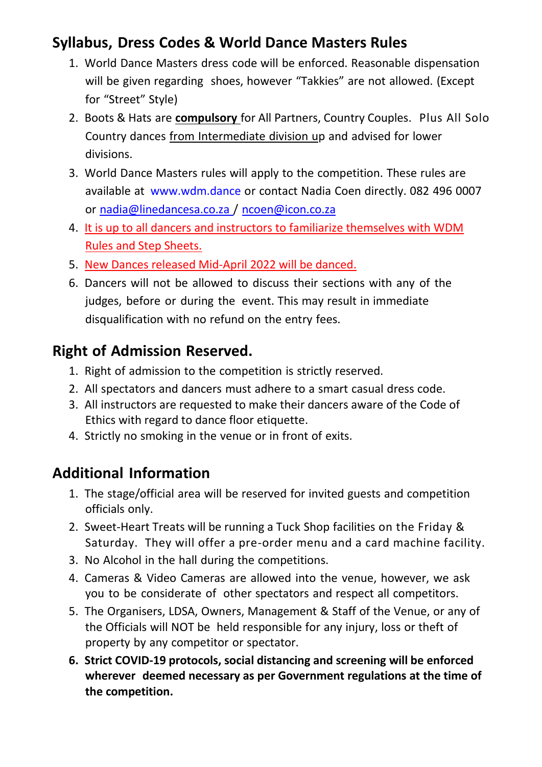## Syllabus, Dress Codes & World Dance Masters Rules

1. World Dance Masters dress code will be enforced. Reasonable dispensation will be given regarding shoes, however “Takkies” are not allowed. (Except for “Street” Style)
2. Boots & Hats are **compulsory** for All Partners, Country Couples. Plus All Solo Country dances from Intermediate division up and advised for lower divisions.
3. World Dance Masters rules will apply to the competition. These rules are available at www.wdm.dance or contact Nadia Coen directly. 082 496 0007 or nadia@linedancesa.co.za / ncoen@icon.co.za
4. It is up to all dancers and instructors to familiarize themselves with WDM Rules and Step Sheets.
5. New Dances released Mid-April 2022 will be danced.
6. Dancers will not be allowed to discuss their sections with any of the judges, before or during the event. This may result in immediate disqualification with no refund on the entry fees.

## Right of Admission Reserved.

1. Right of admission to the competition is strictly reserved.
2. All spectators and dancers must adhere to a smart casual dress code.
3. All instructors are requested to make their dancers aware of the Code of Ethics with regard to dance floor etiquette.
4. Strictly no smoking in the venue or in front of exits.

## Additional Information

1. The stage/official area will be reserved for invited guests and competition officials only.
2. Sweet-Heart Treats will be running a Tuck Shop facilities on the Friday & Saturday. They will offer a pre-order menu and a card machine facility.
3. No Alcohol in the hall during the competitions.
4. Cameras & Video Cameras are allowed into the venue, however, we ask you to be considerate of other spectators and respect all competitors.
5. The Organisers, LDSA, Owners, Management & Staff of the Venue, or any of the Officials will NOT be held responsible for any injury, loss or theft of property by any competitor or spectator.
6. **Strict COVID-19 protocols, social distancing and screening will be enforced wherever deemed necessary as per Government regulations at the time of the competition.**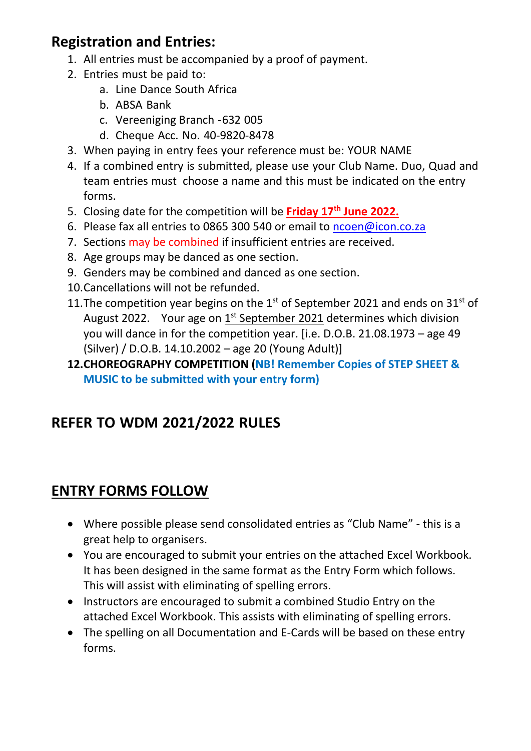## Registration and Entries:

1. All entries must be accompanied by a proof of payment.
2. Entries must be paid to:
    a. Line Dance South Africa
    b. ABSA Bank
    c. Vereeniging Branch -632 005
    d. Cheque Acc. No. 40-9820-8478
3. When paying in entry fees your reference must be: YOUR NAME
4. If a combined entry is submitted, please use your Club Name. Duo, Quad and team entries must choose a name and this must be indicated on the entry forms.
5. Closing date for the competition will be **Friday 17th June 2022.**
6. Please fax all entries to 0865 300 540 or email to ncoen@icon.co.za
7. Sections may be combined if insufficient entries are received.
8. Age groups may be danced as one section.
9. Genders may be combined and danced as one section.
10. Cancellations will not be refunded.
11. The competition year begins on the 1st of September 2021 and ends on 31st of August 2022. Your age on 1st September 2021 determines which division you will dance in for the competition year. [i.e. D.O.B. 21.08.1973 – age 49 (Silver) / D.O.B. 14.10.2002 – age 20 (Young Adult)]
12. **CHOREOGRAPHY COMPETITION (NB! Remember Copies of STEP SHEET & MUSIC to be submitted with your entry form)**

## REFER TO WDM 2021/2022 RULES

## ENTRY FORMS FOLLOW

- Where possible please send consolidated entries as "Club Name" - this is a great help to organisers.
- You are encouraged to submit your entries on the attached Excel Workbook. It has been designed in the same format as the Entry Form which follows. This will assist with eliminating of spelling errors.
- Instructors are encouraged to submit a combined Studio Entry on the attached Excel Workbook. This assists with eliminating of spelling errors.
- The spelling on all Documentation and E-Cards will be based on these entry forms.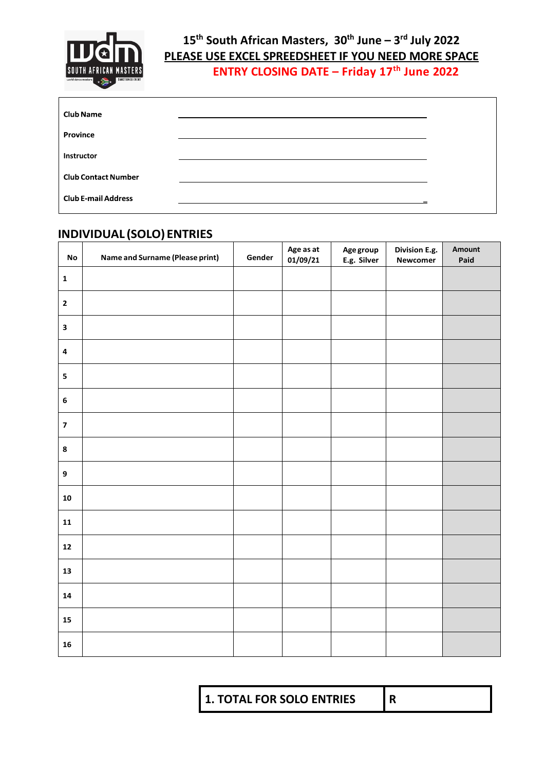**15th South African Masters, 30th June – 3rd July 2022**

**PLEASE USE EXCEL SPREEDSHEET IF YOU NEED MORE SPACE**

**ENTRY CLOSING DATE – Friday 17th June 2022**

**Club Name** ____________________

**Province** ____________________

**Instructor** ____________________

**Club Contact Number** ____________________

**Club E-mail Address** ____________________

## INDIVIDUAL (SOLO) ENTRIES

| No | Name and Surname (Please print) | Gender | Age as at 01/09/21 | Age group E.g. Silver | Division E.g. Newcomer | Amount Paid |
|---|---|---|---|---|---|---|
| 1 | | | | | | |
| 2 | | | | | | |
| 3 | | | | | | |
| 4 | | | | | | |
| 5 | | | | | | |
| 6 | | | | | | |
| 7 | | | | | | |
| 8 | | | | | | |
| 9 | | | | | | |
| 10 | | | | | | |
| 11 | | | | | | |
| 12 | | | | | | |
| 13 | | | | | | |
| 14 | | | | | | |
| 15 | | | | | | |
| 16 | | | | | | |

| 1. TOTAL FOR SOLO ENTRIES | R |
|---|---|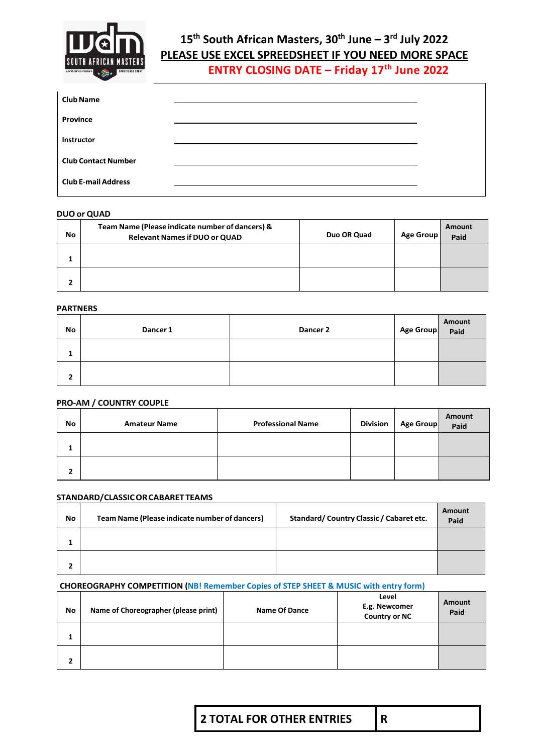# 15th South African Masters, 30th June – 3rd July 2022

**PLEASE USE EXCEL SPREEDSHEET IF YOU NEED MORE SPACE**

**ENTRY CLOSING DATE – Friday 17th June 2022**

| | |
|---|---|
| **Club Name** | |
| **Province** | |
| **Instructor** | |
| **Club Contact Number** | |
| **Club E-mail Address** | |

**DUO or QUAD**

| No | Team Name (Please indicate number of dancers) & Relevant Names if DUO or QUAD | Duo OR Quad | Age Group | Amount Paid |
|---|---|---|---|---|
| 1 | | | | |
| 2 | | | | |

**PARTNERS**

| No | Dancer 1 | Dancer 2 | Age Group | Amount Paid |
|---|---|---|---|---|
| 1 | | | | |
| 2 | | | | |

**PRO-AM / COUNTRY COUPLE**

| No | Amateur Name | Professional Name | Division | Age Group | Amount Paid |
|---|---|---|---|---|---|
| 1 | | | | | |
| 2 | | | | | |

**STANDARD/CLASSIC OR CABARET TEAMS**

| No | Team Name (Please indicate number of dancers) | Standard/ Country Classic / Cabaret etc. | Amount Paid |
|---|---|---|---|
| 1 | | | |
| 2 | | | |

**CHOREOGRAPHY COMPETITION (NB! Remember Copies of STEP SHEET & MUSIC with entry form)**

| No | Name of Choreographer (please print) | Name Of Dance | Level E.g. Newcomer Country or NC | Amount Paid |
|---|---|---|---|---|
| 1 | | | | |
| 2 | | | | |

| **2 TOTAL FOR OTHER ENTRIES** | **R** |
|---|---|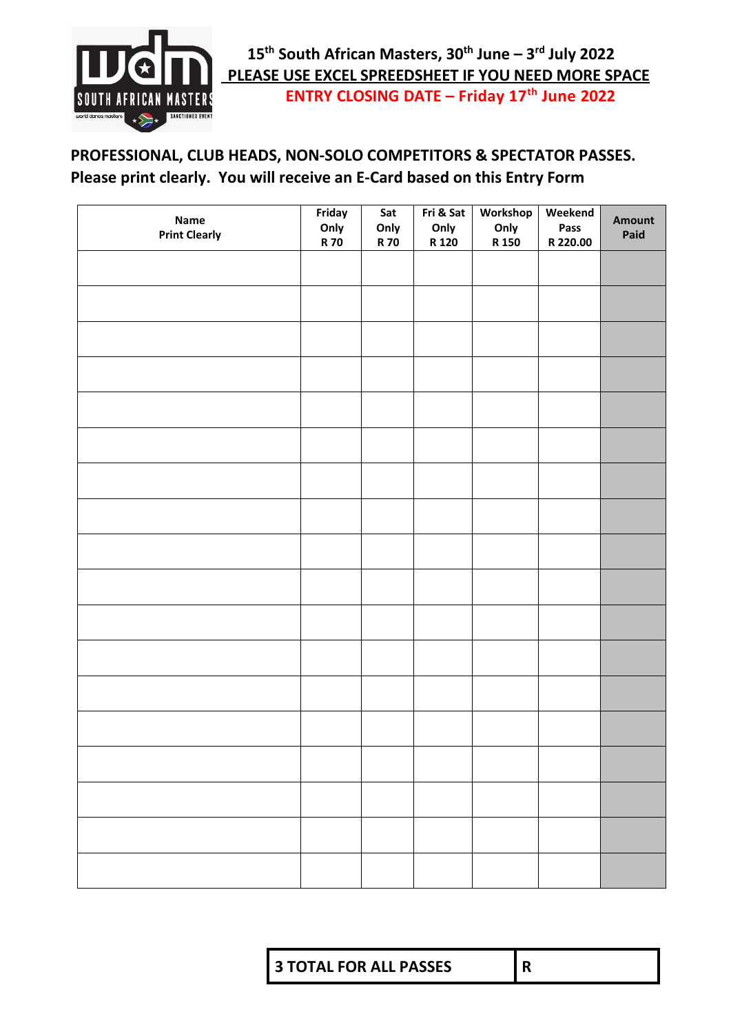15th South African Masters, 30th June – 3rd July 2022

**PLEASE USE EXCEL SPREEDSHEET IF YOU NEED MORE SPACE**

**ENTRY CLOSING DATE – Friday 17th June 2022**

**PROFESSIONAL, CLUB HEADS, NON-SOLO COMPETITORS & SPECTATOR PASSES.**
**Please print clearly. You will receive an E-Card based on this Entry Form**

| Name Print Clearly | Friday Only R 70 | Sat Only R 70 | Fri & Sat Only R 120 | Workshop Only R 150 | Weekend Pass R 220.00 | Amount Paid |
|---|---|---|---|---|---|---|
| | | | | | | |
| | | | | | | |
| | | | | | | |
| | | | | | | |
| | | | | | | |
| | | | | | | |
| | | | | | | |
| | | | | | | |
| | | | | | | |
| | | | | | | |
| | | | | | | |
| | | | | | | |
| | | | | | | |
| | | | | | | |
| | | | | | | |
| | | | | | | |
| | | | | | | |
| | | | | | | |

| 3 TOTAL FOR ALL PASSES | R |
|---|---|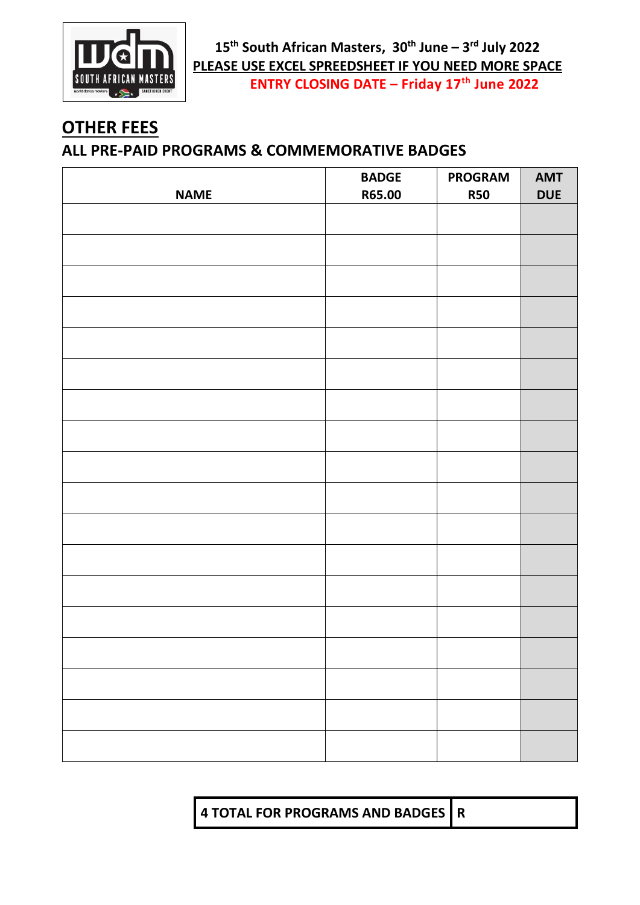15th South African Masters, 30th June – 3rd July 2022

**PLEASE USE EXCEL SPREEDSHEET IF YOU NEED MORE SPACE**

**ENTRY CLOSING DATE – Friday 17th June 2022**

## OTHER FEES

### ALL PRE-PAID PROGRAMS & COMMEMORATIVE BADGES

| NAME | BADGE R65.00 | PROGRAM R50 | AMT DUE |
|---|---|---|---|
| | | | |
| | | | |
| | | | |
| | | | |
| | | | |
| | | | |
| | | | |
| | | | |
| | | | |
| | | | |
| | | | |
| | | | |
| | | | |
| | | | |
| | | | |
| | | | |
| | | | |
| | | | |

| 4 TOTAL FOR PROGRAMS AND BADGES | R |
|---|---|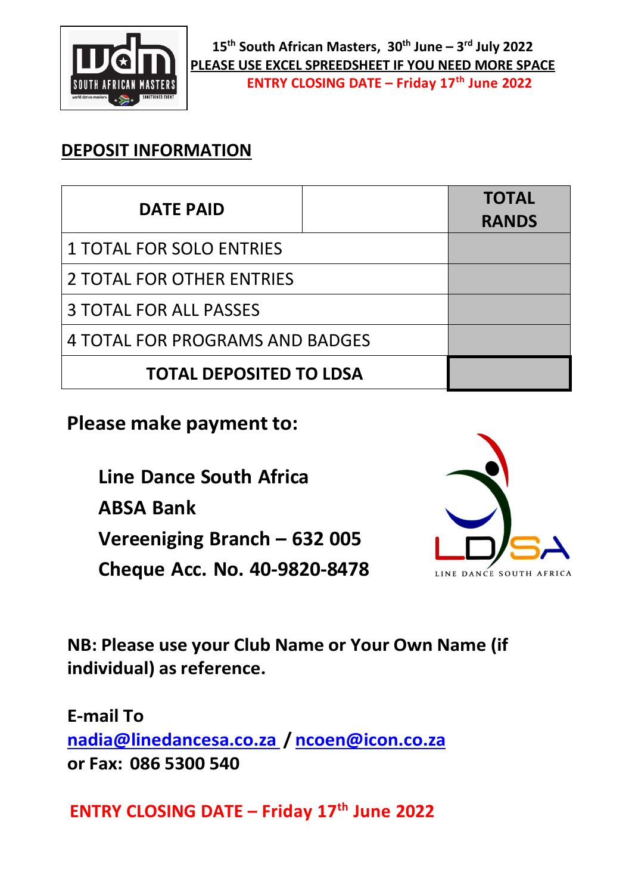15th South African Masters, 30th June – 3rd July 2022

PLEASE USE EXCEL SPREEDSHEET IF YOU NEED MORE SPACE

ENTRY CLOSING DATE – Friday 17th June 2022

## DEPOSIT INFORMATION

| DATE PAID | | TOTAL RANDS |
|---|---|---|
| 1 TOTAL FOR SOLO ENTRIES | | |
| 2 TOTAL FOR OTHER ENTRIES | | |
| 3 TOTAL FOR ALL PASSES | | |
| 4 TOTAL FOR PROGRAMS AND BADGES | | |
| **TOTAL DEPOSITED TO LDSA** | | |

**Please make payment to:**

**Line Dance South Africa**
**ABSA Bank**
**Vereeniging Branch – 632 005**
**Cheque Acc. No. 40-9820-8478**

LINE DANCE SOUTH AFRICA

**NB: Please use your Club Name or Your Own Name (if individual) as reference.**

**E-mail To**
**nadia@linedancesa.co.za / ncoen@icon.co.za**
**or Fax: 086 5300 540**

**ENTRY CLOSING DATE – Friday 17th June 2022**